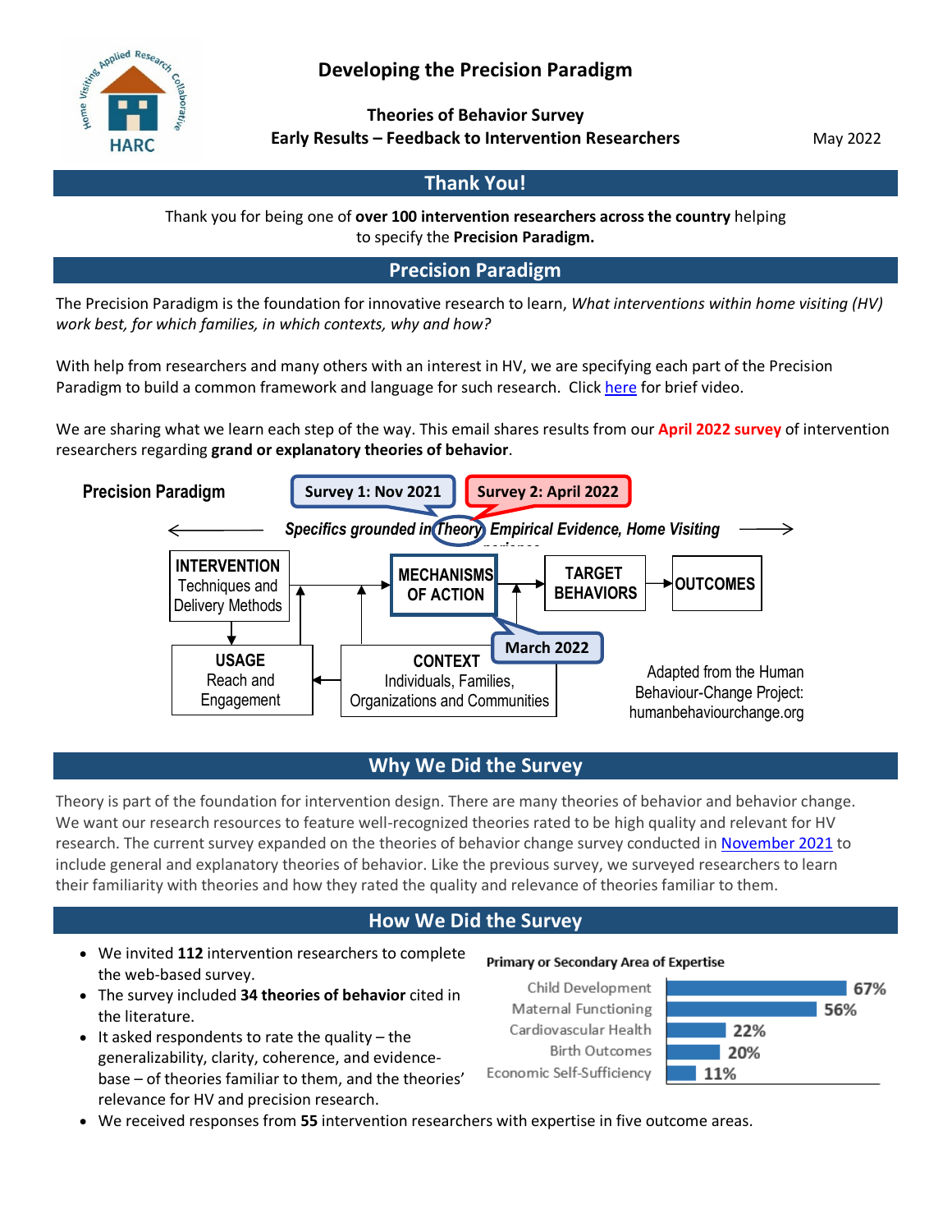HARC — Home Visiting Applied Research Collaborative

# Developing the Precision Paradigm

**Theories of Behavior Survey**
**Early Results – Feedback to Intervention Researchers**

May 2022

## Thank You!

Thank you for being one of **over 100 intervention researchers across the country** helping to specify the **Precision Paradigm.**

## Precision Paradigm

The Precision Paradigm is the foundation for innovative research to learn, *What interventions within home visiting (HV) work best, for which families, in which contexts, why and how?*

With help from researchers and many others with an interest in HV, we are specifying each part of the Precision Paradigm to build a common framework and language for such research. Click here for brief video.

We are sharing what we learn each step of the way. This email shares results from our **April 2022 survey** of intervention researchers regarding **grand or explanatory theories of behavior**.

**Precision Paradigm**

Survey 1: Nov 2021 — Survey 2: April 2022

*Specifics grounded in Theory, Empirical Evidence, Home Visiting experience*

- INTERVENTION: Techniques and Delivery Methods
- MECHANISMS OF ACTION
- TARGET BEHAVIORS
- OUTCOMES
- USAGE: Reach and Engagement
- CONTEXT: Individuals, Families, Organizations and Communities (March 2022)

Adapted from the Human Behaviour-Change Project: humanbehaviourchange.org

## Why We Did the Survey

Theory is part of the foundation for intervention design. There are many theories of behavior and behavior change. We want our research resources to feature well-recognized theories rated to be high quality and relevant for HV research. The current survey expanded on the theories of behavior change survey conducted in November 2021 to include general and explanatory theories of behavior. Like the previous survey, we surveyed researchers to learn their familiarity with theories and how they rated the quality and relevance of theories familiar to them.

## How We Did the Survey

- We invited **112** intervention researchers to complete the web-based survey.
- The survey included **34 theories of behavior** cited in the literature.
- It asked respondents to rate the quality – the generalizability, clarity, coherence, and evidence-base – of theories familiar to them, and the theories' relevance for HV and precision research.
- We received responses from **55** intervention researchers with expertise in five outcome areas.

**Primary or Secondary Area of Expertise**

| Area | Percent |
| --- | --- |
| Child Development | 67% |
| Maternal Functioning | 56% |
| Cardiovascular Health | 22% |
| Birth Outcomes | 20% |
| Economic Self-Sufficiency | 11% |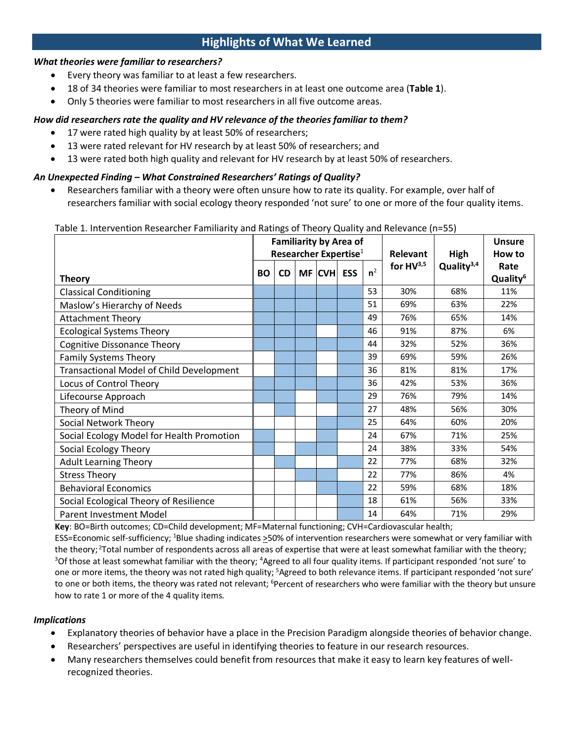## Highlights of What We Learned

***What theories were familiar to researchers?***

- Every theory was familiar to at least a few researchers.
- 18 of 34 theories were familiar to most researchers in at least one outcome area (**Table 1**).
- Only 5 theories were familiar to most researchers in all five outcome areas.

***How did researchers rate the quality and HV relevance of the theories familiar to them?***

- 17 were rated high quality by at least 50% of researchers;
- 13 were rated relevant for HV research by at least 50% of researchers; and
- 13 were rated both high quality and relevant for HV research by at least 50% of researchers.

***An Unexpected Finding – What Constrained Researchers' Ratings of Quality?***

- Researchers familiar with a theory were often unsure how to rate its quality. For example, over half of researchers familiar with social ecology theory responded 'not sure' to one or more of the four quality items.

Table 1. Intervention Researcher Familiarity and Ratings of Theory Quality and Relevance (n=55)

| Theory | Familiarity by Area of Researcher Expertise[1] | | | | | | Relevant for HV[3,5] | High Quality[3,4] | Unsure How to Rate Quality[6] |
|---|---|---|---|---|---|---|---|---|---|
| | BO | CD | MF | CVH | ESS | n[2] | | | |
| Classical Conditioning | ■ | ■ | ■ | ■ | ■ | 53 | 30% | 68% | 11% |
| Maslow's Hierarchy of Needs | ■ | ■ | ■ | ■ | ■ | 51 | 69% | 63% | 22% |
| Attachment Theory | ■ | ■ | ■ | ■ | ■ | 49 | 76% | 65% | 14% |
| Ecological Systems Theory | ■ | ■ | ■ | | ■ | 46 | 91% | 87% | 6% |
| Cognitive Dissonance Theory | ■ | ■ | ■ | ■ | ■ | 44 | 32% | 52% | 36% |
| Family Systems Theory | | ■ | ■ | | ■ | 39 | 69% | 59% | 26% |
| Transactional Model of Child Development | | ■ | ■ | | ■ | 36 | 81% | 81% | 17% |
| Locus of Control Theory | ■ | ■ | ■ | ■ | ■ | 36 | 42% | 53% | 36% |
| Lifecourse Approach | ■ | ■ | | ■ | ■ | 29 | 76% | 79% | 14% |
| Theory of Mind | | ■ | | | ■ | 27 | 48% | 56% | 30% |
| Social Network Theory | | | | ■ | ■ | 25 | 64% | 60% | 20% |
| Social Ecology Model for Health Promotion | ■ | | | ■ | | 24 | 67% | 71% | 25% |
| Social Ecology Theory | ■ | | ■ | ■ | | 24 | 38% | 33% | 54% |
| Adult Learning Theory | | ■ | | | ■ | 22 | 77% | 68% | 32% |
| Stress Theory | | | ■ | ■ | | 22 | 77% | 86% | 4% |
| Behavioral Economics | | | | ■ | ■ | 22 | 59% | 68% | 18% |
| Social Ecological Theory of Resilience | | | | | ■ | 18 | 61% | 56% | 33% |
| Parent Investment Model | | | | | ■ | 14 | 64% | 71% | 29% |

**Key**: BO=Birth outcomes; CD=Child development; MF=Maternal functioning; CVH=Cardiovascular health; ESS=Economic self-sufficiency; [1]Blue shading indicates ≥50% of intervention researchers were somewhat or very familiar with the theory; [2]Total number of respondents across all areas of expertise that were at least somewhat familiar with the theory; [3]Of those at least somewhat familiar with the theory; [4]Agreed to all four quality items. If participant responded 'not sure' to one or more items, the theory was not rated high quality; [5]Agreed to both relevance items. If participant responded 'not sure' to one or both items, the theory was rated not relevant; [6]Percent of researchers who were familiar with the theory but unsure how to rate 1 or more of the 4 quality items.

***Implications***

- Explanatory theories of behavior have a place in the Precision Paradigm alongside theories of behavior change.
- Researchers' perspectives are useful in identifying theories to feature in our research resources.
- Many researchers themselves could benefit from resources that make it easy to learn key features of well-recognized theories.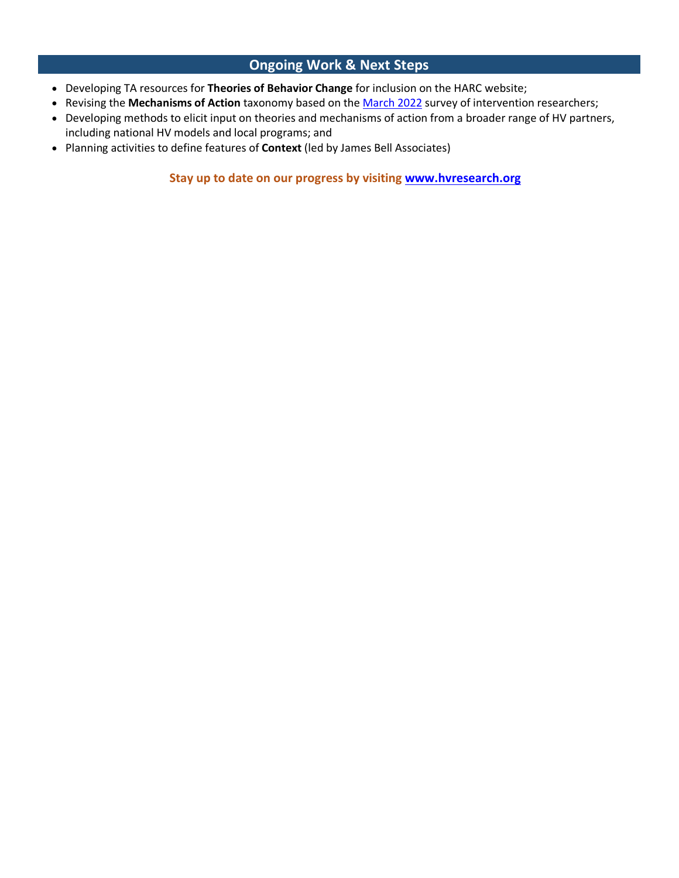## Ongoing Work & Next Steps

- Developing TA resources for **Theories of Behavior Change** for inclusion on the HARC website;
- Revising the **Mechanisms of Action** taxonomy based on the March 2022 survey of intervention researchers;
- Developing methods to elicit input on theories and mechanisms of action from a broader range of HV partners, including national HV models and local programs; and
- Planning activities to define features of **Context** (led by James Bell Associates)

**Stay up to date on our progress by visiting www.hvresearch.org**